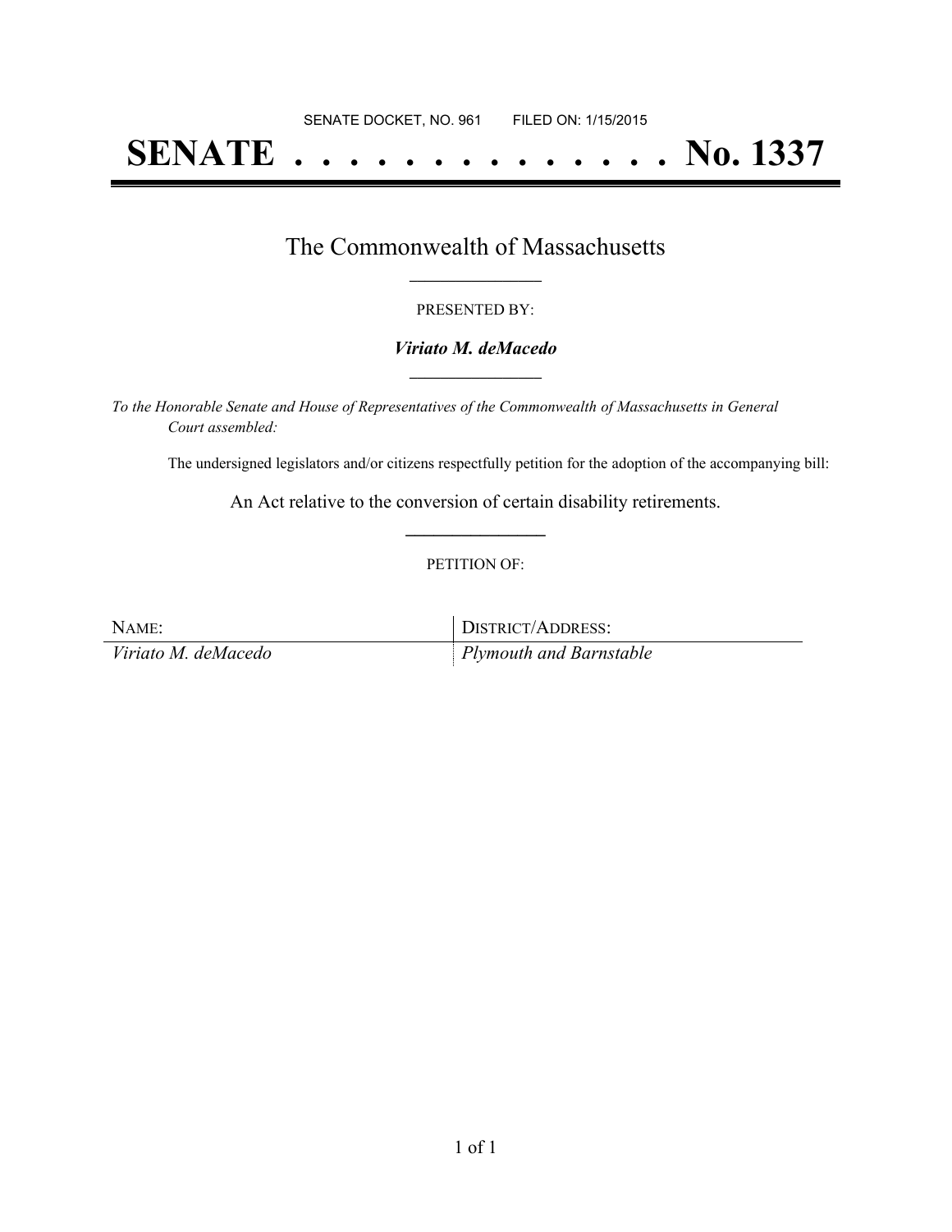SENATE DOCKET, NO. 961        FILED ON: 1/15/2015

# SENATE . . . . . . . . . . . . . . No. 1337

## The Commonwealth of Massachusetts

PRESENTED BY:

***Viriato M. deMacedo***

*To the Honorable Senate and House of Representatives of the Commonwealth of Massachusetts in General Court assembled:*

The undersigned legislators and/or citizens respectfully petition for the adoption of the accompanying bill:

An Act relative to the conversion of certain disability retirements.

PETITION OF:

| NAME: | DISTRICT/ADDRESS: |
| --- | --- |
| *Viriato M. deMacedo* | *Plymouth and Barnstable* |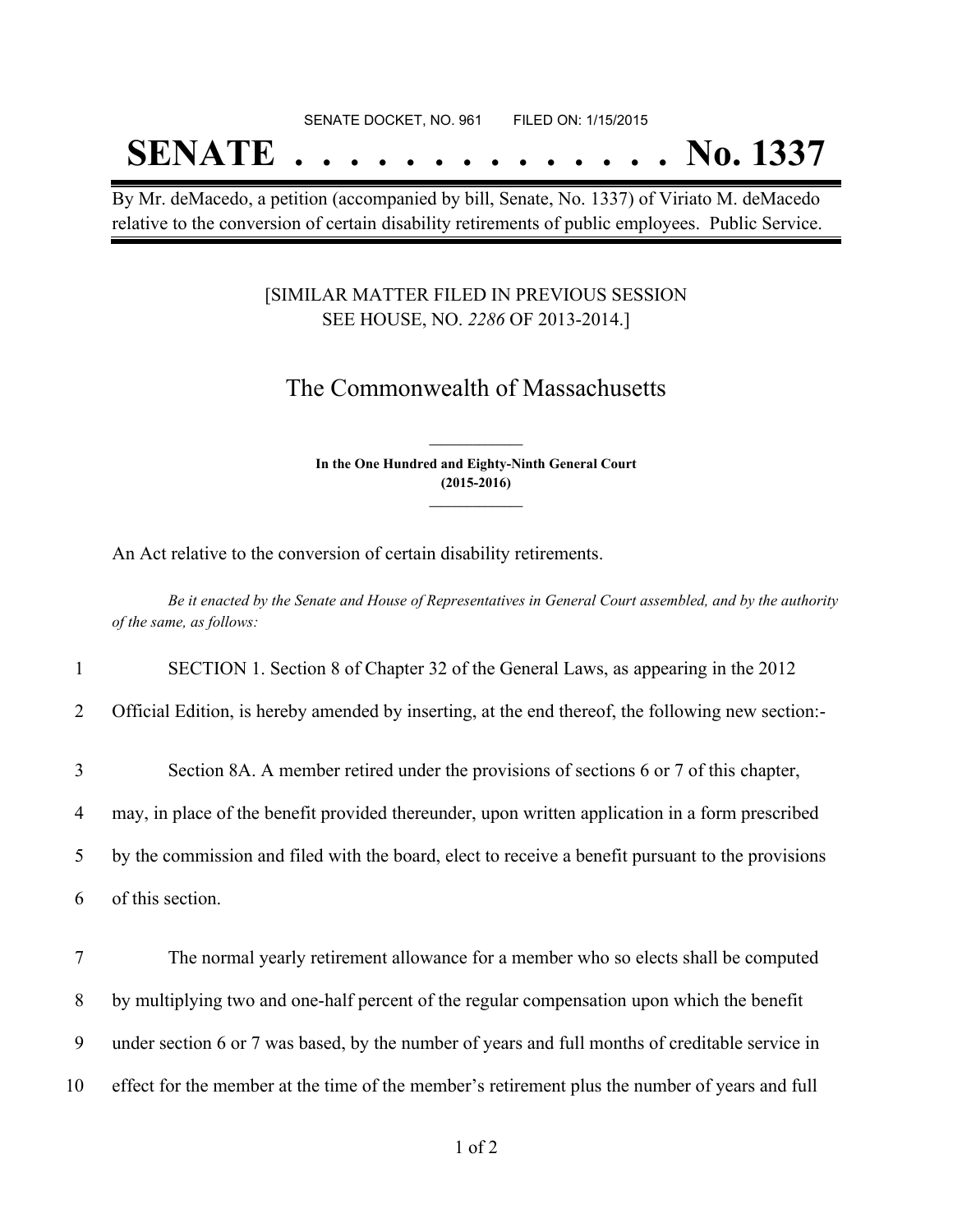SENATE DOCKET, NO. 961        FILED ON: 1/15/2015

# SENATE . . . . . . . . . . . . . . No. 1337

By Mr. deMacedo, a petition (accompanied by bill, Senate, No. 1337) of Viriato M. deMacedo relative to the conversion of certain disability retirements of public employees. Public Service.

[SIMILAR MATTER FILED IN PREVIOUS SESSION
SEE HOUSE, NO. *2286* OF 2013-2014.]

## The Commonwealth of Massachusetts

**In the One Hundred and Eighty-Ninth General Court**
**(2015-2016)**

An Act relative to the conversion of certain disability retirements.

*Be it enacted by the Senate and House of Representatives in General Court assembled, and by the authority of the same, as follows:*

1 SECTION 1. Section 8 of Chapter 32 of the General Laws, as appearing in the 2012
2 Official Edition, is hereby amended by inserting, at the end thereof, the following new section:-

3 Section 8A. A member retired under the provisions of sections 6 or 7 of this chapter,
4 may, in place of the benefit provided thereunder, upon written application in a form prescribed
5 by the commission and filed with the board, elect to receive a benefit pursuant to the provisions
6 of this section.

7 The normal yearly retirement allowance for a member who so elects shall be computed
8 by multiplying two and one-half percent of the regular compensation upon which the benefit
9 under section 6 or 7 was based, by the number of years and full months of creditable service in
10 effect for the member at the time of the member's retirement plus the number of years and full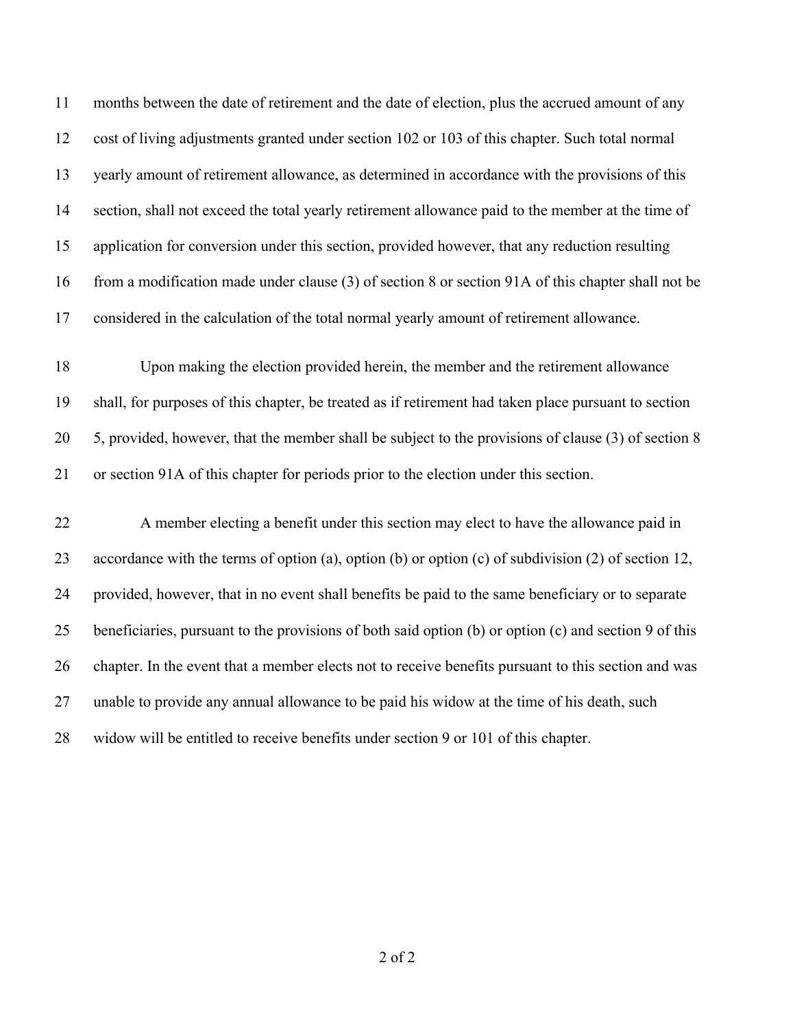months between the date of retirement and the date of election, plus the accrued amount of any cost of living adjustments granted under section 102 or 103 of this chapter. Such total normal yearly amount of retirement allowance, as determined in accordance with the provisions of this section, shall not exceed the total yearly retirement allowance paid to the member at the time of application for conversion under this section, provided however, that any reduction resulting from a modification made under clause (3) of section 8 or section 91A of this chapter shall not be considered in the calculation of the total normal yearly amount of retirement allowance.

Upon making the election provided herein, the member and the retirement allowance shall, for purposes of this chapter, be treated as if retirement had taken place pursuant to section 5, provided, however, that the member shall be subject to the provisions of clause (3) of section 8 or section 91A of this chapter for periods prior to the election under this section.

A member electing a benefit under this section may elect to have the allowance paid in accordance with the terms of option (a), option (b) or option (c) of subdivision (2) of section 12, provided, however, that in no event shall benefits be paid to the same beneficiary or to separate beneficiaries, pursuant to the provisions of both said option (b) or option (c) and section 9 of this chapter. In the event that a member elects not to receive benefits pursuant to this section and was unable to provide any annual allowance to be paid his widow at the time of his death, such widow will be entitled to receive benefits under section 9 or 101 of this chapter.